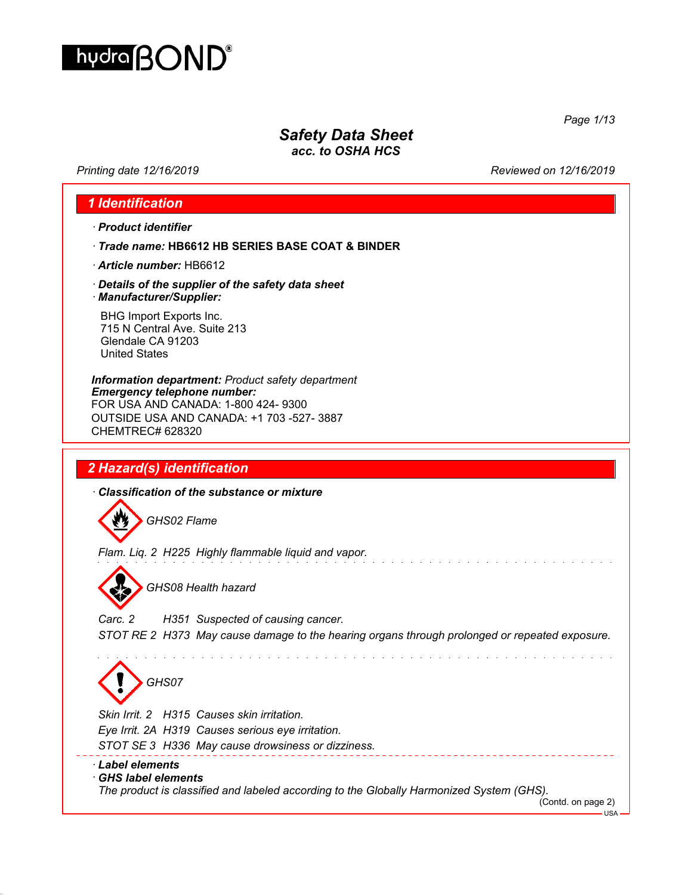# Safety Data Sheet
## acc. to OSHA HCS

Printing date 12/16/2019 Reviewed on 12/16/2019

## 1 Identification

· **Product identifier**

· **Trade name: HB6612 HB SERIES BASE COAT & BINDER**

· **Article number:** HB6612

· **Details of the supplier of the safety data sheet**

· **Manufacturer/Supplier:**

BHG Import Exports Inc.
715 N Central Ave. Suite 213
Glendale CA 91203
United States

**Information department:** *Product safety department*
**Emergency telephone number:**
FOR USA AND CANADA: 1-800 424- 9300
OUTSIDE USA AND CANADA: +1 703 -527- 3887
CHEMTREC# 628320

## 2 Hazard(s) identification

· **Classification of the substance or mixture**

*GHS02 Flame*

*Flam. Liq. 2 H225 Highly flammable liquid and vapor.*

*GHS08 Health hazard*

*Carc. 2 H351 Suspected of causing cancer.*
*STOT RE 2 H373 May cause damage to the hearing organs through prolonged or repeated exposure.*

*GHS07*

*Skin Irrit. 2 H315 Causes skin irritation.*
*Eye Irrit. 2A H319 Causes serious eye irritation.*
*STOT SE 3 H336 May cause drowsiness or dizziness.*

· **Label elements**

· **GHS label elements**

*The product is classified and labeled according to the Globally Harmonized System (GHS).*

(Contd. on page 2)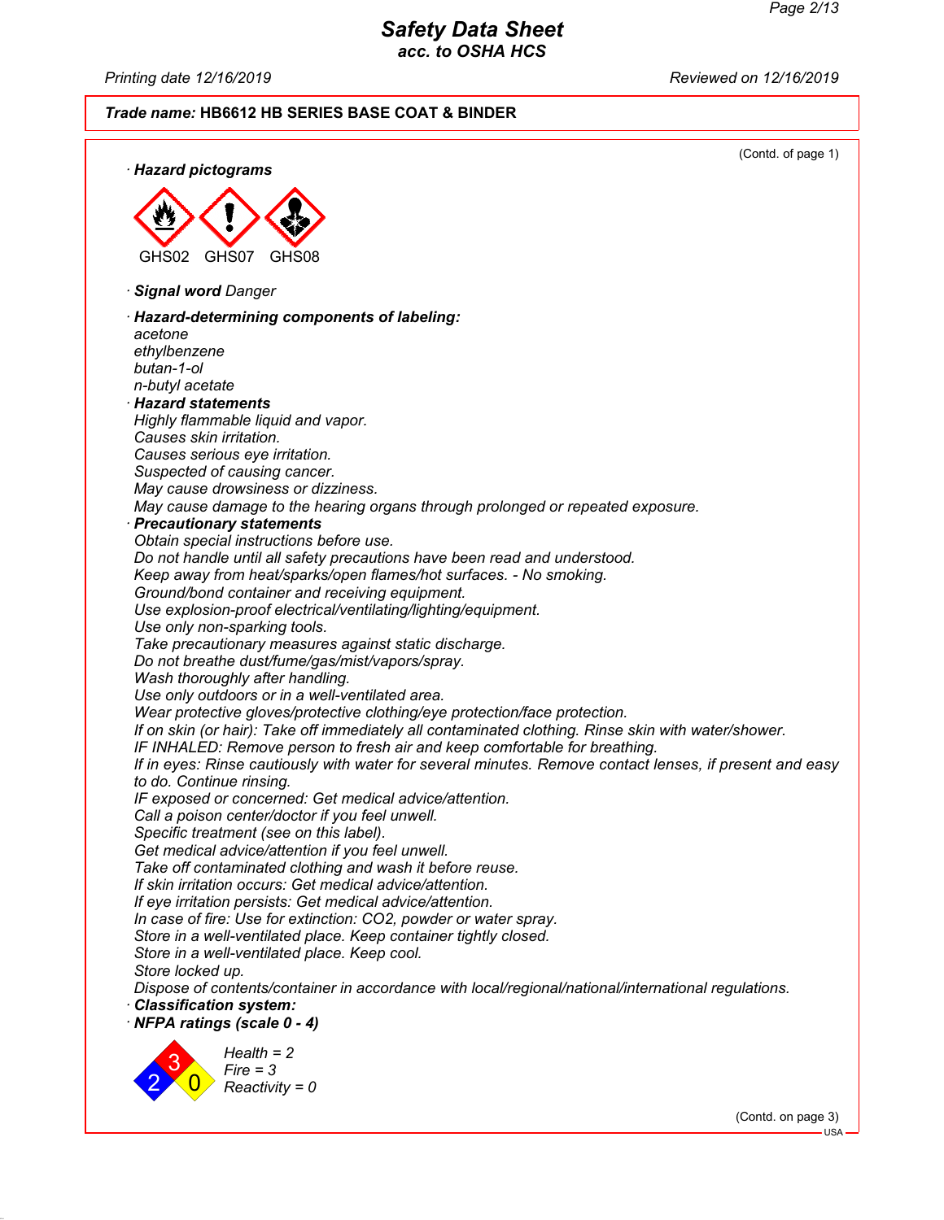**Trade name: HB6612 HB SERIES BASE COAT & BINDER**

(Contd. of page 1)

· **Hazard pictograms**

GHS02 GHS07 GHS08

· **Signal word** Danger

· **Hazard-determining components of labeling:**
acetone
ethylbenzene
butan-1-ol
n-butyl acetate

· **Hazard statements**
Highly flammable liquid and vapor.
Causes skin irritation.
Causes serious eye irritation.
Suspected of causing cancer.
May cause drowsiness or dizziness.
May cause damage to the hearing organs through prolonged or repeated exposure.

· **Precautionary statements**
Obtain special instructions before use.
Do not handle until all safety precautions have been read and understood.
Keep away from heat/sparks/open flames/hot surfaces. - No smoking.
Ground/bond container and receiving equipment.
Use explosion-proof electrical/ventilating/lighting/equipment.
Use only non-sparking tools.
Take precautionary measures against static discharge.
Do not breathe dust/fume/gas/mist/vapors/spray.
Wash thoroughly after handling.
Use only outdoors or in a well-ventilated area.
Wear protective gloves/protective clothing/eye protection/face protection.
If on skin (or hair): Take off immediately all contaminated clothing. Rinse skin with water/shower.
IF INHALED: Remove person to fresh air and keep comfortable for breathing.
If in eyes: Rinse cautiously with water for several minutes. Remove contact lenses, if present and easy to do. Continue rinsing.
IF exposed or concerned: Get medical advice/attention.
Call a poison center/doctor if you feel unwell.
Specific treatment (see on this label).
Get medical advice/attention if you feel unwell.
Take off contaminated clothing and wash it before reuse.
If skin irritation occurs: Get medical advice/attention.
If eye irritation persists: Get medical advice/attention.
In case of fire: Use for extinction: CO2, powder or water spray.
Store in a well-ventilated place. Keep container tightly closed.
Store in a well-ventilated place. Keep cool.
Store locked up.
Dispose of contents/container in accordance with local/regional/national/international regulations.

· **Classification system:**

· **NFPA ratings (scale 0 - 4)**

Health = 2
Fire = 3
Reactivity = 0

(Contd. on page 3)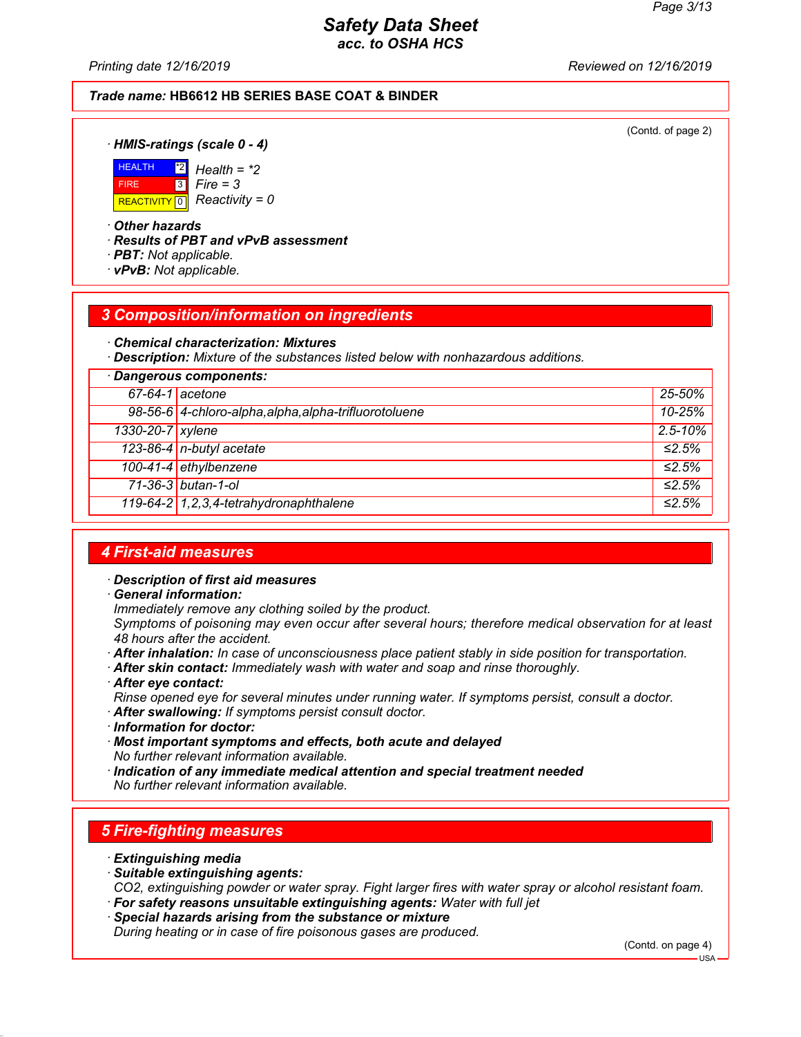**Trade name: HB6612 HB SERIES BASE COAT & BINDER**

(Contd. of page 2)

· **HMIS-ratings (scale 0 - 4)**

| | | |
|---|---|---|
| HEALTH | *2 | Health = *2 |
| FIRE | 3 | Fire = 3 |
| REACTIVITY | 0 | Reactivity = 0 |

· **Other hazards**
· **Results of PBT and vPvB assessment**
· **PBT:** Not applicable.
· **vPvB:** Not applicable.

## 3 Composition/information on ingredients

· **Chemical characterization: Mixtures**
· **Description:** Mixture of the substances listed below with nonhazardous additions.

· **Dangerous components:**

| CAS | Name | % |
|---|---|---|
| 67-64-1 | acetone | 25-50% |
| 98-56-6 | 4-chloro-alpha,alpha,alpha-trifluorotoluene | 10-25% |
| 1330-20-7 | xylene | 2.5-10% |
| 123-86-4 | n-butyl acetate | ≤2.5% |
| 100-41-4 | ethylbenzene | ≤2.5% |
| 71-36-3 | butan-1-ol | ≤2.5% |
| 119-64-2 | 1,2,3,4-tetrahydronaphthalene | ≤2.5% |

## 4 First-aid measures

· **Description of first aid measures**
· **General information:**
Immediately remove any clothing soiled by the product.
Symptoms of poisoning may even occur after several hours; therefore medical observation for at least 48 hours after the accident.
· **After inhalation:** In case of unconsciousness place patient stably in side position for transportation.
· **After skin contact:** Immediately wash with water and soap and rinse thoroughly.
· **After eye contact:**
Rinse opened eye for several minutes under running water. If symptoms persist, consult a doctor.
· **After swallowing:** If symptoms persist consult doctor.
· **Information for doctor:**
· **Most important symptoms and effects, both acute and delayed**
No further relevant information available.
· **Indication of any immediate medical attention and special treatment needed**
No further relevant information available.

## 5 Fire-fighting measures

· **Extinguishing media**
· **Suitable extinguishing agents:**
$CO_2$, extinguishing powder or water spray. Fight larger fires with water spray or alcohol resistant foam.
· **For safety reasons unsuitable extinguishing agents:** Water with full jet
· **Special hazards arising from the substance or mixture**
During heating or in case of fire poisonous gases are produced.

(Contd. on page 4)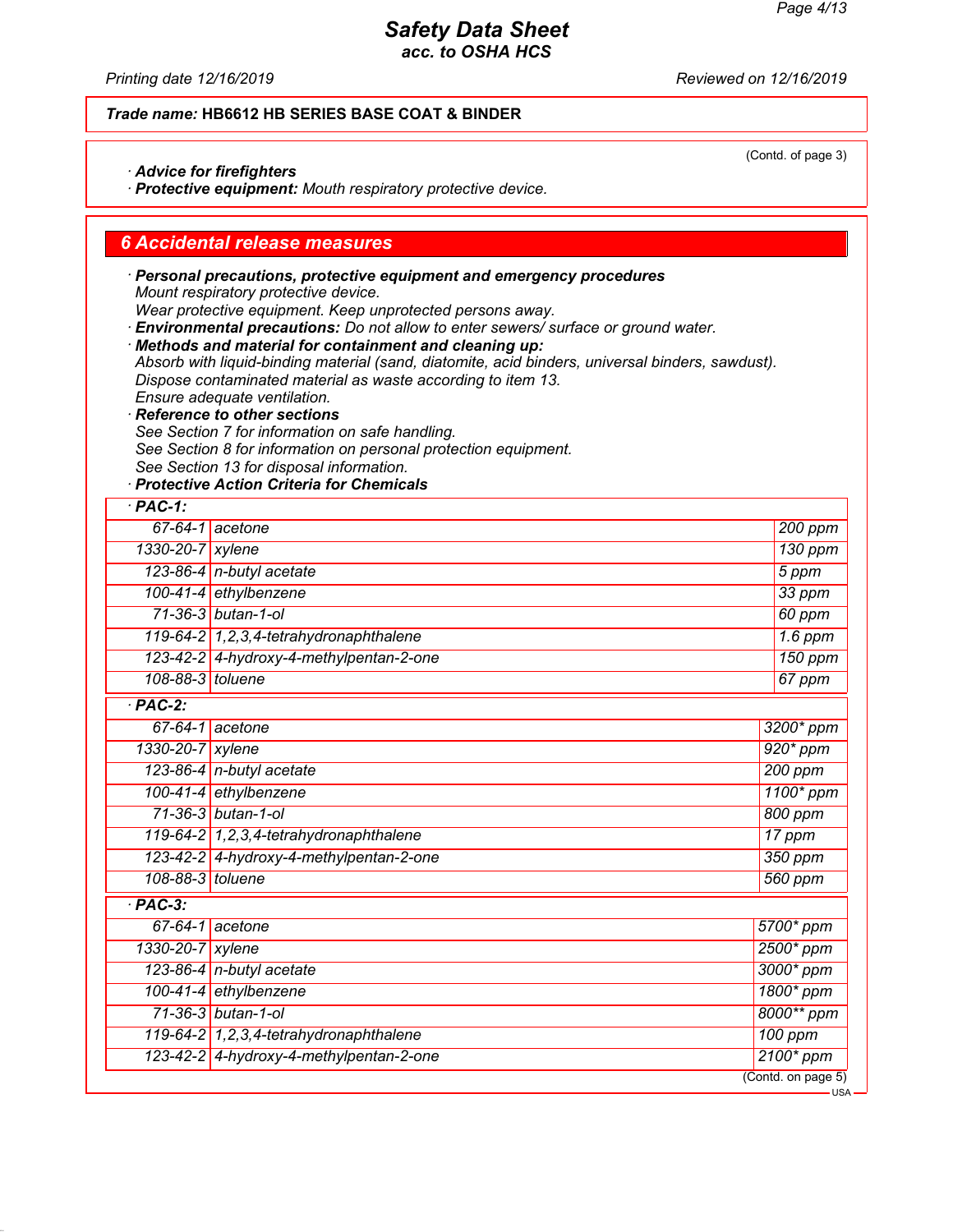**Trade name: HB6612 HB SERIES BASE COAT & BINDER**

(Contd. of page 3)

· **Advice for firefighters**
· **Protective equipment:** Mouth respiratory protective device.

## 6 Accidental release measures

· **Personal precautions, protective equipment and emergency procedures**
Mount respiratory protective device.
Wear protective equipment. Keep unprotected persons away.
· **Environmental precautions:** Do not allow to enter sewers/ surface or ground water.
· **Methods and material for containment and cleaning up:**
Absorb with liquid-binding material (sand, diatomite, acid binders, universal binders, sawdust).
Dispose contaminated material as waste according to item 13.
Ensure adequate ventilation.
· **Reference to other sections**
See Section 7 for information on safe handling.
See Section 8 for information on personal protection equipment.
See Section 13 for disposal information.
· **Protective Action Criteria for Chemicals**

· **PAC-1:**

| | | |
|---|---|---|
| 67-64-1 | acetone | 200 ppm |
| 1330-20-7 | xylene | 130 ppm |
| 123-86-4 | n-butyl acetate | 5 ppm |
| 100-41-4 | ethylbenzene | 33 ppm |
| 71-36-3 | butan-1-ol | 60 ppm |
| 119-64-2 | 1,2,3,4-tetrahydronaphthalene | 1.6 ppm |
| 123-42-2 | 4-hydroxy-4-methylpentan-2-one | 150 ppm |
| 108-88-3 | toluene | 67 ppm |

· **PAC-2:**

| | | |
|---|---|---|
| 67-64-1 | acetone | 3200* ppm |
| 1330-20-7 | xylene | 920* ppm |
| 123-86-4 | n-butyl acetate | 200 ppm |
| 100-41-4 | ethylbenzene | 1100* ppm |
| 71-36-3 | butan-1-ol | 800 ppm |
| 119-64-2 | 1,2,3,4-tetrahydronaphthalene | 17 ppm |
| 123-42-2 | 4-hydroxy-4-methylpentan-2-one | 350 ppm |
| 108-88-3 | toluene | 560 ppm |

· **PAC-3:**

| | | |
|---|---|---|
| 67-64-1 | acetone | 5700* ppm |
| 1330-20-7 | xylene | 2500* ppm |
| 123-86-4 | n-butyl acetate | 3000* ppm |
| 100-41-4 | ethylbenzene | 1800* ppm |
| 71-36-3 | butan-1-ol | 8000** ppm |
| 119-64-2 | 1,2,3,4-tetrahydronaphthalene | 100 ppm |
| 123-42-2 | 4-hydroxy-4-methylpentan-2-one | 2100* ppm |

(Contd. on page 5)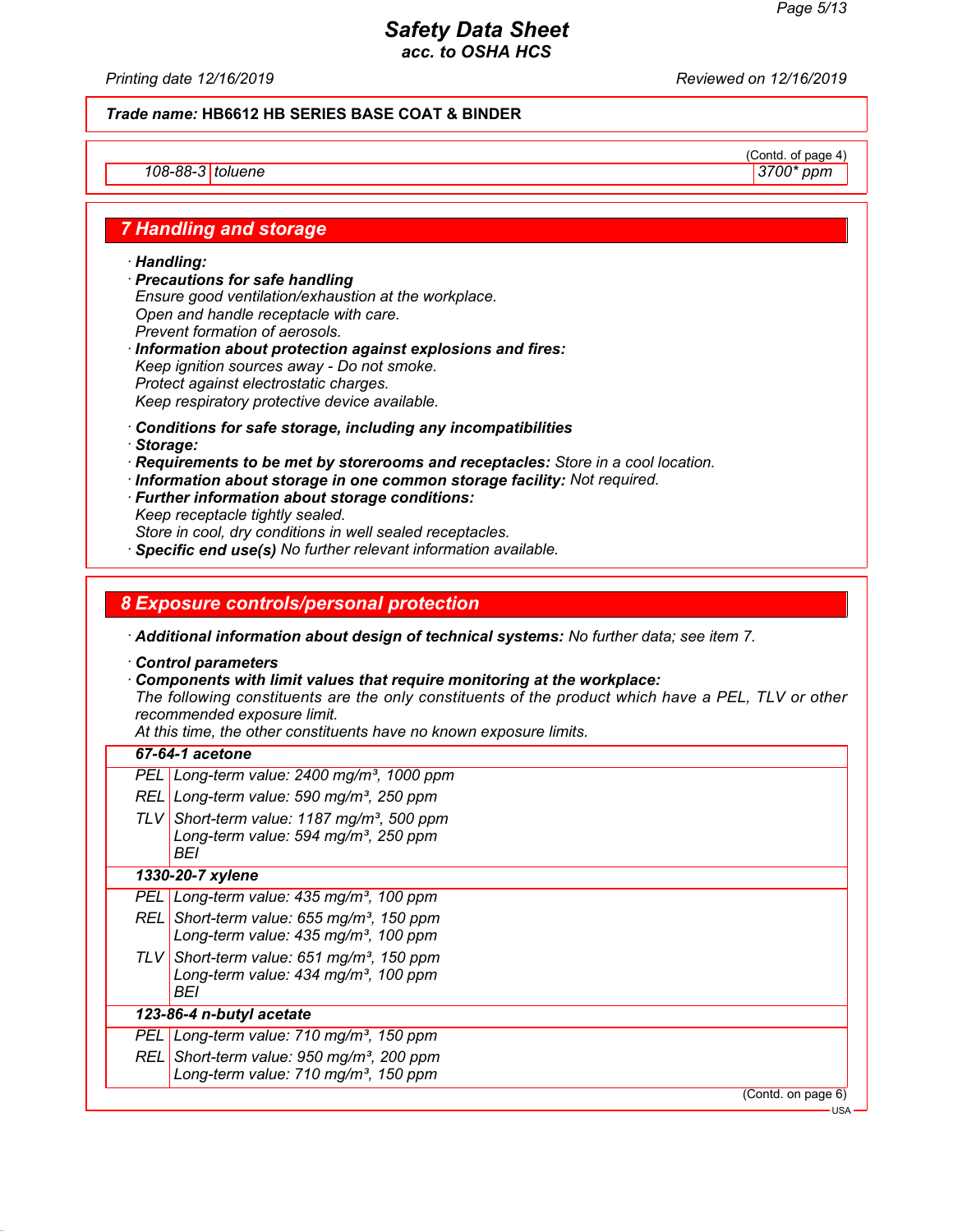(Contd. of page 4)

| | | |
|---|---|---|
| 108-88-3 | toluene | 3700* ppm |

## 7 Handling and storage

· **Handling:**

· **Precautions for safe handling**
Ensure good ventilation/exhaustion at the workplace.
Open and handle receptacle with care.
Prevent formation of aerosols.

· **Information about protection against explosions and fires:**
Keep ignition sources away - Do not smoke.
Protect against electrostatic charges.
Keep respiratory protective device available.

· **Conditions for safe storage, including any incompatibilities**

· **Storage:**

· **Requirements to be met by storerooms and receptacles:** Store in a cool location.

· **Information about storage in one common storage facility:** Not required.

· **Further information about storage conditions:**
Keep receptacle tightly sealed.
Store in cool, dry conditions in well sealed receptacles.

· **Specific end use(s)** No further relevant information available.

## 8 Exposure controls/personal protection

· **Additional information about design of technical systems:** No further data; see item 7.

· **Control parameters**

· **Components with limit values that require monitoring at the workplace:**
The following constituents are the only constituents of the product which have a PEL, TLV or other recommended exposure limit.
At this time, the other constituents have no known exposure limits.

| | |
|---|---|
| **67-64-1 acetone** | |
| PEL | Long-term value: 2400 mg/m³, 1000 ppm |
| REL | Long-term value: 590 mg/m³, 250 ppm |
| TLV | Short-term value: 1187 mg/m³, 500 ppm<br>Long-term value: 594 mg/m³, 250 ppm<br>BEI |
| **1330-20-7 xylene** | |
| PEL | Long-term value: 435 mg/m³, 100 ppm |
| REL | Short-term value: 655 mg/m³, 150 ppm<br>Long-term value: 435 mg/m³, 100 ppm |
| TLV | Short-term value: 651 mg/m³, 150 ppm<br>Long-term value: 434 mg/m³, 100 ppm<br>BEI |
| **123-86-4 n-butyl acetate** | |
| PEL | Long-term value: 710 mg/m³, 150 ppm |
| REL | Short-term value: 950 mg/m³, 200 ppm<br>Long-term value: 710 mg/m³, 150 ppm |

(Contd. on page 6)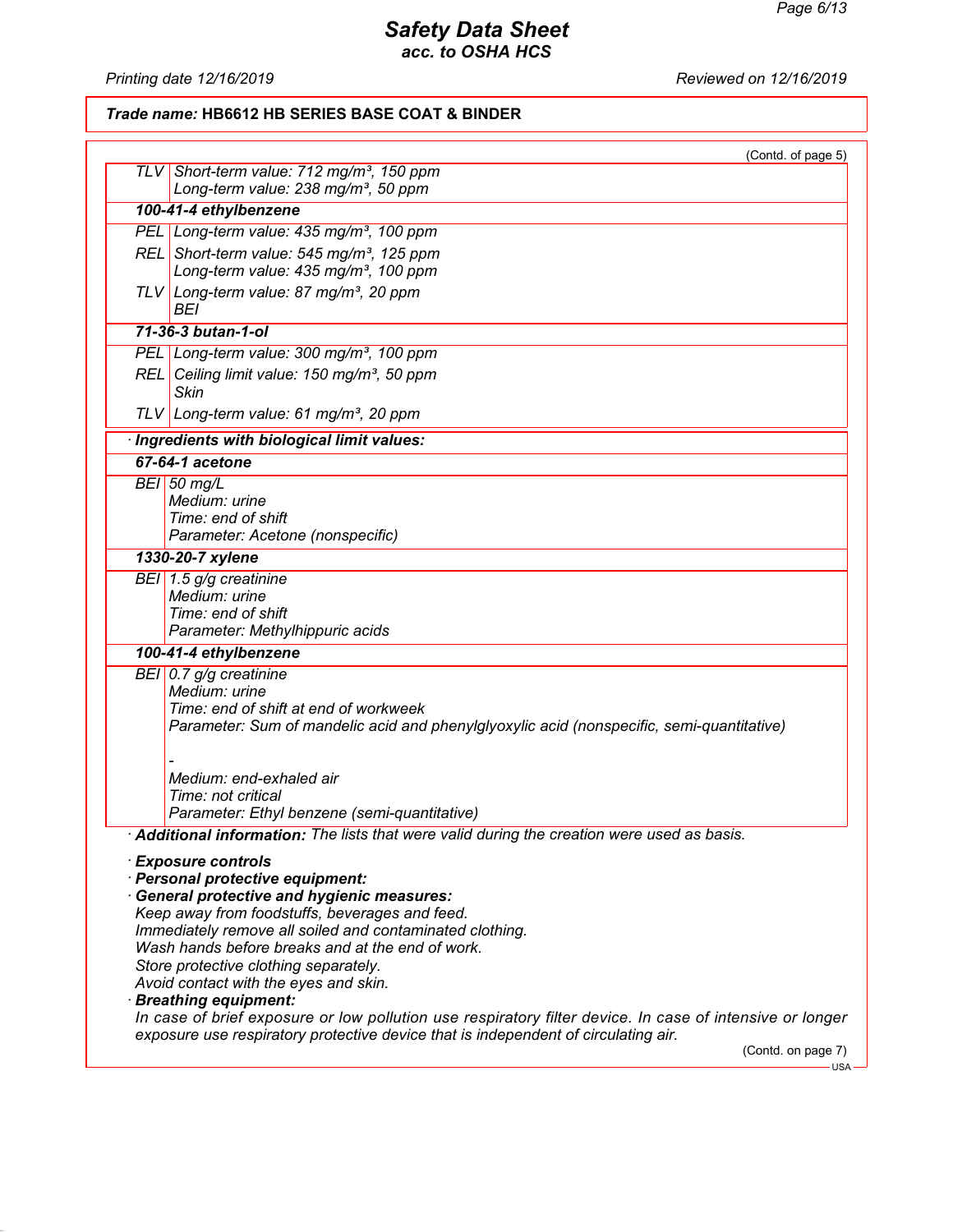Trade name: **HB6612 HB SERIES BASE COAT & BINDER**

(Contd. of page 5)

| | |
|---|---|
| TLV | Short-term value: 712 mg/m³, 150 ppm<br>Long-term value: 238 mg/m³, 50 ppm |
| **100-41-4 ethylbenzene** | |
| PEL | Long-term value: 435 mg/m³, 100 ppm |
| REL | Short-term value: 545 mg/m³, 125 ppm<br>Long-term value: 435 mg/m³, 100 ppm |
| TLV | Long-term value: 87 mg/m³, 20 ppm<br>BEI |
| **71-36-3 butan-1-ol** | |
| PEL | Long-term value: 300 mg/m³, 100 ppm |
| REL | Ceiling limit value: 150 mg/m³, 50 ppm<br>Skin |
| TLV | Long-term value: 61 mg/m³, 20 ppm |

· **Ingredients with biological limit values:**

| | |
|---|---|
| **67-64-1 acetone** | |
| BEI | 50 mg/L<br>Medium: urine<br>Time: end of shift<br>Parameter: Acetone (nonspecific) |
| **1330-20-7 xylene** | |
| BEI | 1.5 g/g creatinine<br>Medium: urine<br>Time: end of shift<br>Parameter: Methylhippuric acids |
| **100-41-4 ethylbenzene** | |
| BEI | 0.7 g/g creatinine<br>Medium: urine<br>Time: end of shift at end of workweek<br>Parameter: Sum of mandelic acid and phenylglyoxylic acid (nonspecific, semi-quantitative)<br><br>-<br>Medium: end-exhaled air<br>Time: not critical<br>Parameter: Ethyl benzene (semi-quantitative) |

· **Additional information:** The lists that were valid during the creation were used as basis.

· **Exposure controls**
· **Personal protective equipment:**
· **General protective and hygienic measures:**
Keep away from foodstuffs, beverages and feed.
Immediately remove all soiled and contaminated clothing.
Wash hands before breaks and at the end of work.
Store protective clothing separately.
Avoid contact with the eyes and skin.
· **Breathing equipment:**
In case of brief exposure or low pollution use respiratory filter device. In case of intensive or longer exposure use respiratory protective device that is independent of circulating air.

(Contd. on page 7)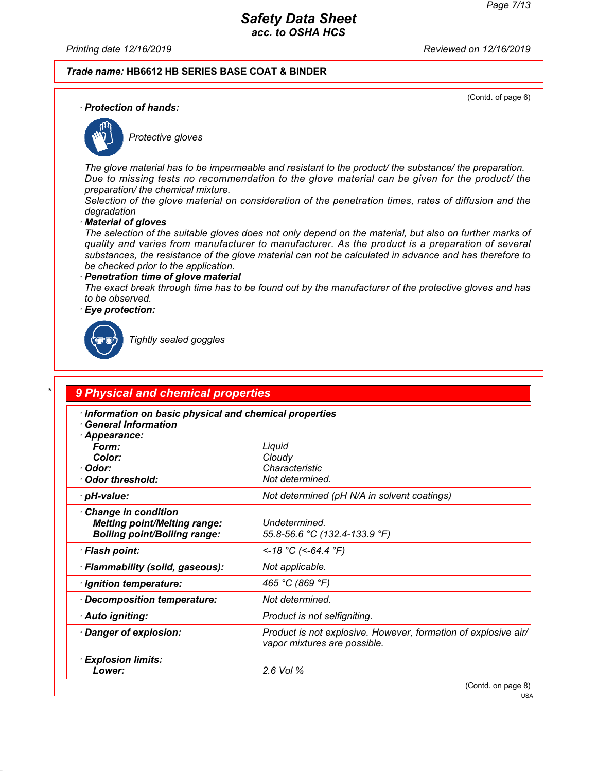**Trade name: HB6612 HB SERIES BASE COAT & BINDER**

(Contd. of page 6)

· **Protection of hands:**

*Protective gloves*

*The glove material has to be impermeable and resistant to the product/ the substance/ the preparation.*
*Due to missing tests no recommendation to the glove material can be given for the product/ the preparation/ the chemical mixture.*
*Selection of the glove material on consideration of the penetration times, rates of diffusion and the degradation*

· **Material of gloves**
*The selection of the suitable gloves does not only depend on the material, but also on further marks of quality and varies from manufacturer to manufacturer. As the product is a preparation of several substances, the resistance of the glove material can not be calculated in advance and has therefore to be checked prior to the application.*

· **Penetration time of glove material**
*The exact break through time has to be found out by the manufacturer of the protective gloves and has to be observed.*

· **Eye protection:**

*Tightly sealed goggles*

## 9 Physical and chemical properties

| · Information on basic physical and chemical properties | |
|---|---|
| · General Information | |
| · Appearance: | |
| Form: | Liquid |
| Color: | Cloudy |
| · Odor: | Characteristic |
| · Odor threshold: | Not determined. |
| · pH-value: | Not determined (pH N/A in solvent coatings) |
| · Change in condition | |
| Melting point/Melting range: | Undetermined. |
| Boiling point/Boiling range: | 55.8-56.6 °C (132.4-133.9 °F) |
| · Flash point: | <-18 °C (<-64.4 °F) |
| · Flammability (solid, gaseous): | Not applicable. |
| · Ignition temperature: | 465 °C (869 °F) |
| · Decomposition temperature: | Not determined. |
| · Auto igniting: | Product is not selfigniting. |
| · Danger of explosion: | Product is not explosive. However, formation of explosive air/ vapor mixtures are possible. |
| · Explosion limits: | |
| Lower: | 2.6 Vol % |

(Contd. on page 8)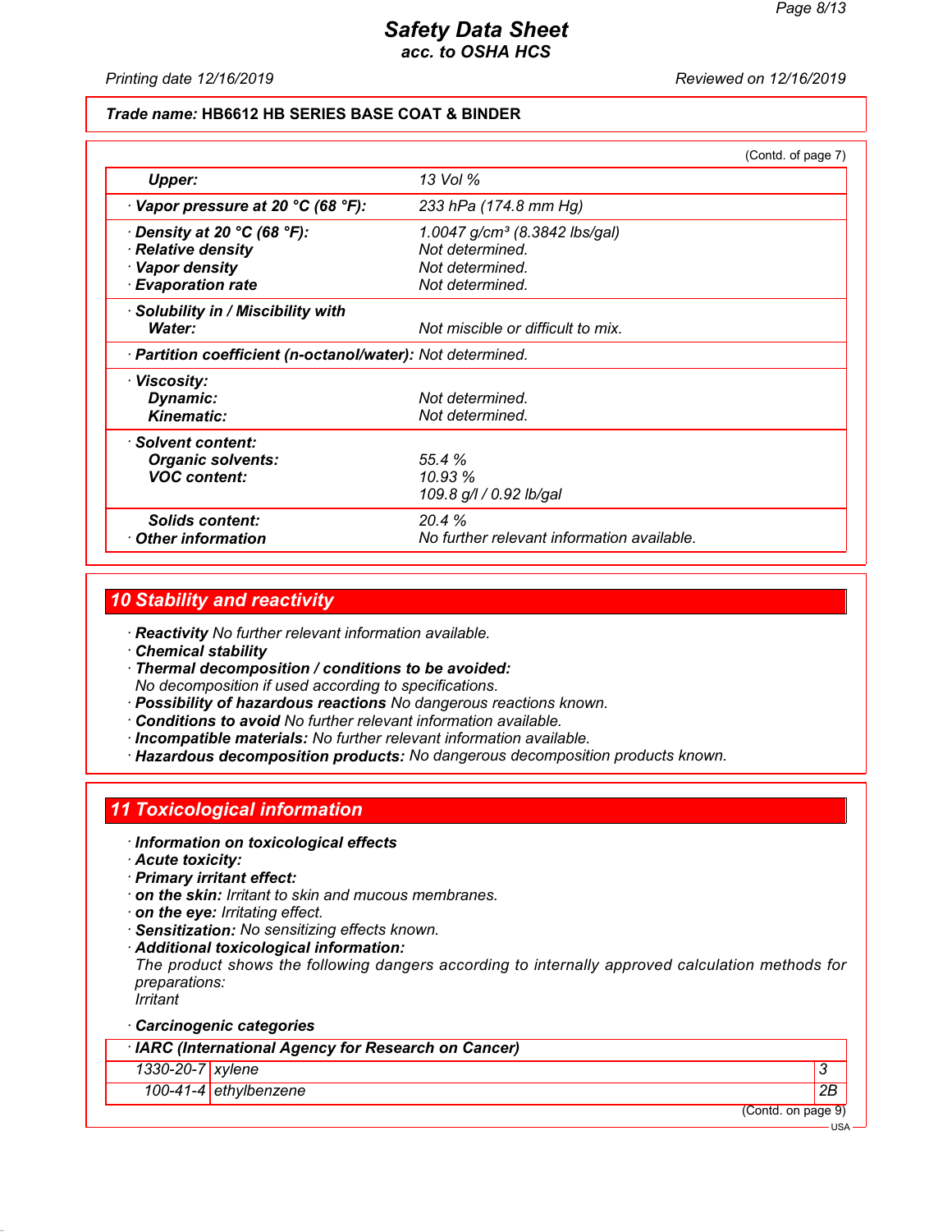**Trade name: HB6612 HB SERIES BASE COAT & BINDER**

(Contd. of page 7)

| | |
|---|---|
| **Upper:** | 13 Vol % |
| · **Vapor pressure at 20 °C (68 °F):** | 233 hPa (174.8 mm Hg) |
| · **Density at 20 °C (68 °F):** | 1.0047 g/cm³ (8.3842 lbs/gal) |
| · **Relative density** | Not determined. |
| · **Vapor density** | Not determined. |
| · **Evaporation rate** | Not determined. |
| · **Solubility in / Miscibility with** | |
| **Water:** | Not miscible or difficult to mix. |
| · **Partition coefficient (n-octanol/water):** | Not determined. |
| · **Viscosity:** | |
| **Dynamic:** | Not determined. |
| **Kinematic:** | Not determined. |
| · **Solvent content:** | |
| **Organic solvents:** | 55.4 % |
| **VOC content:** | 10.93 % |
| | 109.8 g/l / 0.92 lb/gal |
| **Solids content:** | 20.4 % |
| · **Other information** | No further relevant information available. |

## 10 Stability and reactivity

· **Reactivity** No further relevant information available.
· **Chemical stability**
· **Thermal decomposition / conditions to be avoided:**
No decomposition if used according to specifications.
· **Possibility of hazardous reactions** No dangerous reactions known.
· **Conditions to avoid** No further relevant information available.
· **Incompatible materials:** No further relevant information available.
· **Hazardous decomposition products:** No dangerous decomposition products known.

## 11 Toxicological information

· **Information on toxicological effects**
· **Acute toxicity:**
· **Primary irritant effect:**
· **on the skin:** Irritant to skin and mucous membranes.
· **on the eye:** Irritating effect.
· **Sensitization:** No sensitizing effects known.
· **Additional toxicological information:**
The product shows the following dangers according to internally approved calculation methods for preparations:
Irritant

· **Carcinogenic categories**

| · **IARC (International Agency for Research on Cancer)** | | |
|---|---|---|
| 1330-20-7 | xylene | 3 |
| 100-41-4 | ethylbenzene | 2B |

(Contd. on page 9)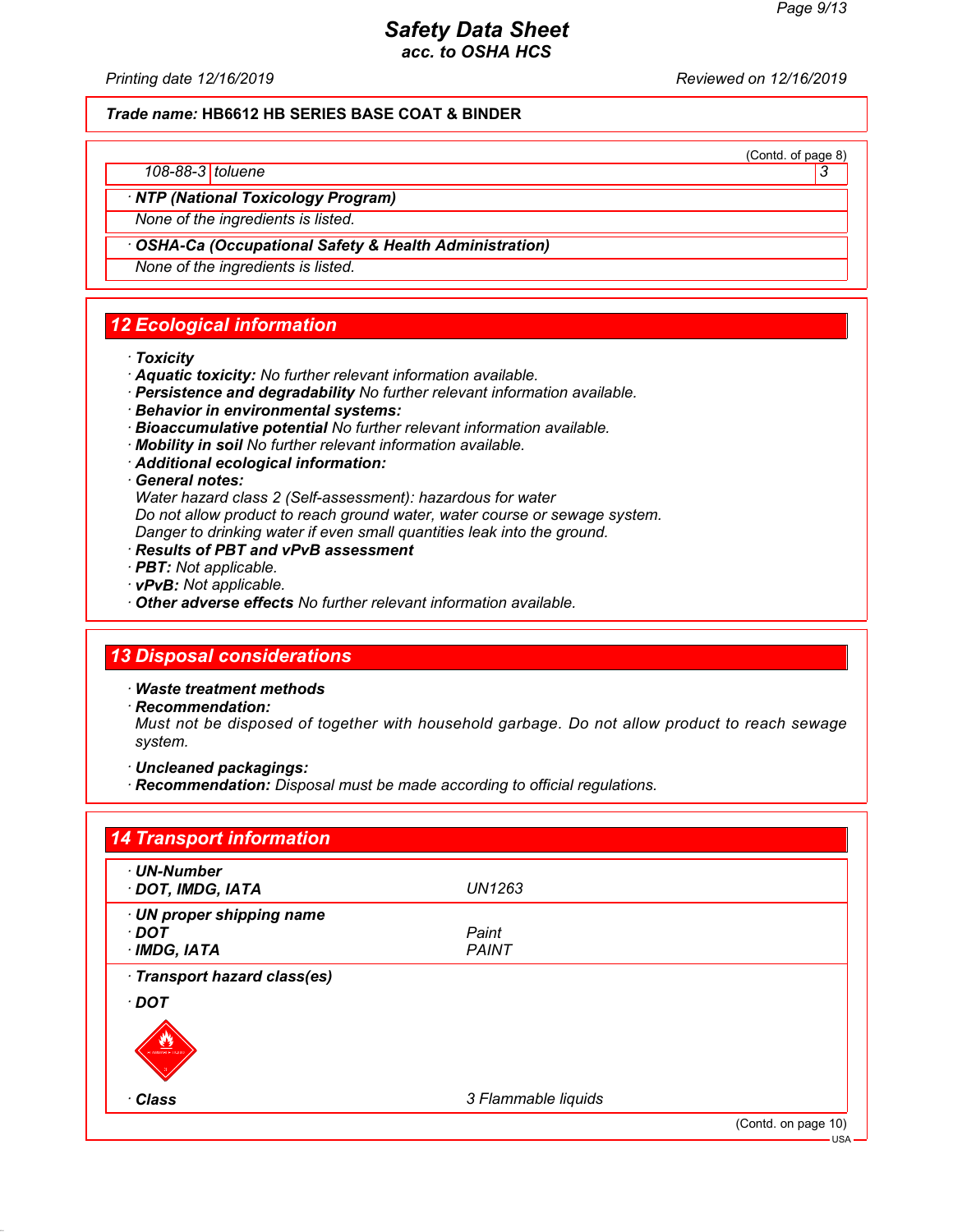**Trade name: HB6612 HB SERIES BASE COAT & BINDER**

(Contd. of page 8)

| 108-88-3 | toluene | 3 |
|---|---|---|

· **NTP (National Toxicology Program)**

None of the ingredients is listed.

· **OSHA-Ca (Occupational Safety & Health Administration)**

None of the ingredients is listed.

## 12 Ecological information

· **Toxicity**
· **Aquatic toxicity:** No further relevant information available.
· **Persistence and degradability** No further relevant information available.
· **Behavior in environmental systems:**
· **Bioaccumulative potential** No further relevant information available.
· **Mobility in soil** No further relevant information available.
· **Additional ecological information:**
· **General notes:**
Water hazard class 2 (Self-assessment): hazardous for water
Do not allow product to reach ground water, water course or sewage system.
Danger to drinking water if even small quantities leak into the ground.
· **Results of PBT and vPvB assessment**
· **PBT:** Not applicable.
· **vPvB:** Not applicable.
· **Other adverse effects** No further relevant information available.

## 13 Disposal considerations

· **Waste treatment methods**
· **Recommendation:**
Must not be disposed of together with household garbage. Do not allow product to reach sewage system.

· **Uncleaned packagings:**
· **Recommendation:** Disposal must be made according to official regulations.

## 14 Transport information

| | |
|---|---|
| · **UN-Number** | |
| · **DOT, IMDG, IATA** | UN1263 |
| · **UN proper shipping name** | |
| · **DOT** | Paint |
| · **IMDG, IATA** | PAINT |
| · **Transport hazard class(es)** | |
| · **DOT** | |
| · **Class** | 3 Flammable liquids |

(Contd. on page 10)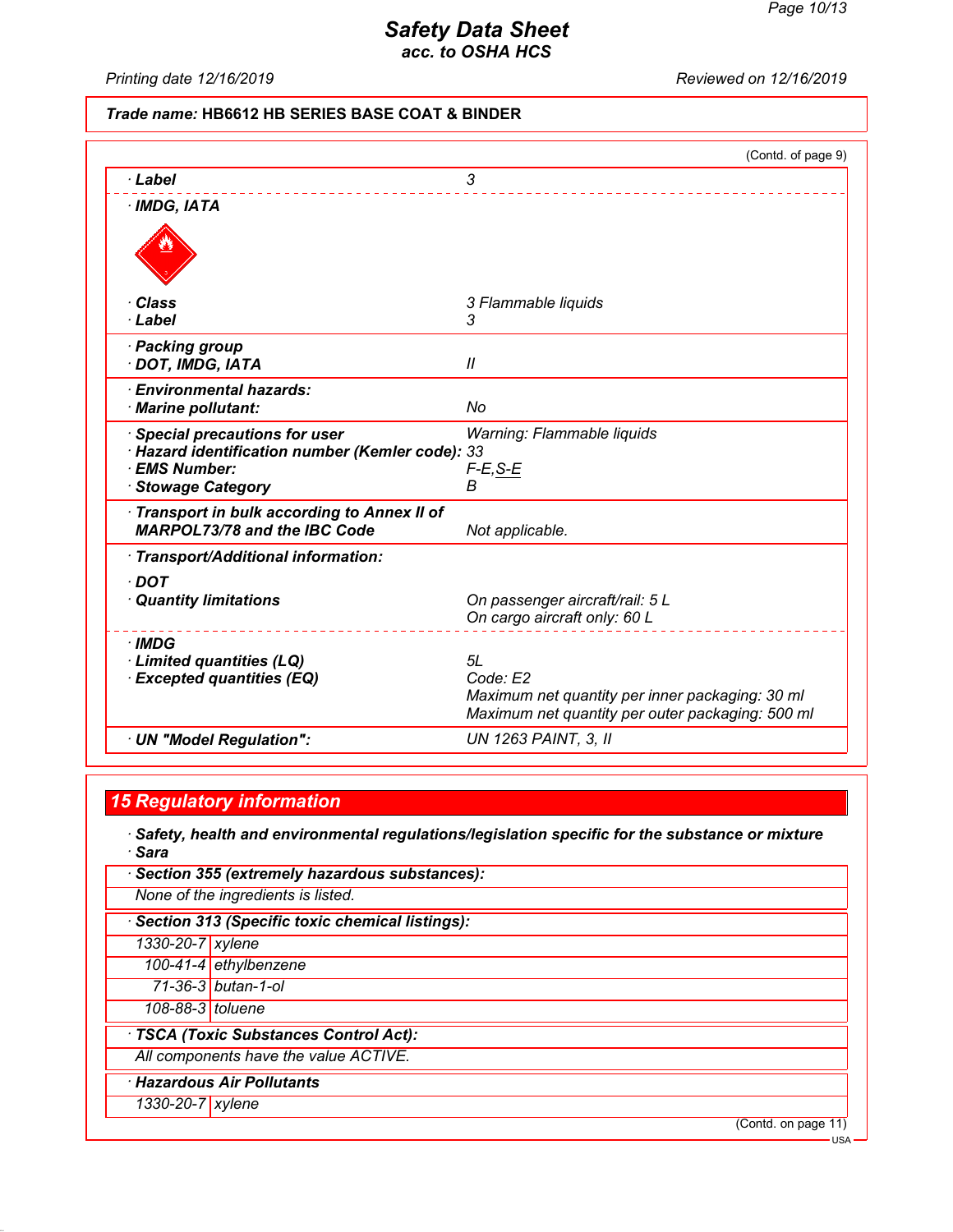**Safety Data Sheet**
**acc. to OSHA HCS**

Printing date 12/16/2019 — Reviewed on 12/16/2019

**Trade name: HB6612 HB SERIES BASE COAT & BINDER**

(Contd. of page 9)

| | |
|---|---|
| · **Label** | 3 |
| · **IMDG, IATA** | |
| · **Class** | 3 Flammable liquids |
| · **Label** | 3 |
| · **Packing group** | |
| · **DOT, IMDG, IATA** | II |
| · **Environmental hazards:** | |
| · **Marine pollutant:** | No |
| · **Special precautions for user** | Warning: Flammable liquids |
| · **Hazard identification number (Kemler code):** | 33 |
| · **EMS Number:** | F-E,S-E |
| · **Stowage Category** | B |
| · **Transport in bulk according to Annex II of MARPOL73/78 and the IBC Code** | Not applicable. |
| · **Transport/Additional information:** | |
| · **DOT** | |
| · **Quantity limitations** | On passenger aircraft/rail: 5 L<br>On cargo aircraft only: 60 L |
| · **IMDG** | |
| · **Limited quantities (LQ)** | 5L |
| · **Excepted quantities (EQ)** | Code: E2<br>Maximum net quantity per inner packaging: 30 ml<br>Maximum net quantity per outer packaging: 500 ml |
| · **UN "Model Regulation":** | UN 1263 PAINT, 3, II |

## 15 Regulatory information

· **Safety, health and environmental regulations/legislation specific for the substance or mixture**
· **Sara**

· **Section 355 (extremely hazardous substances):**

None of the ingredients is listed.

· **Section 313 (Specific toxic chemical listings):**

| | |
|---|---|
| 1330-20-7 | xylene |
| 100-41-4 | ethylbenzene |
| 71-36-3 | butan-1-ol |
| 108-88-3 | toluene |

· **TSCA (Toxic Substances Control Act):**

All components have the value ACTIVE.

· **Hazardous Air Pollutants**

| | |
|---|---|
| 1330-20-7 | xylene |

(Contd. on page 11)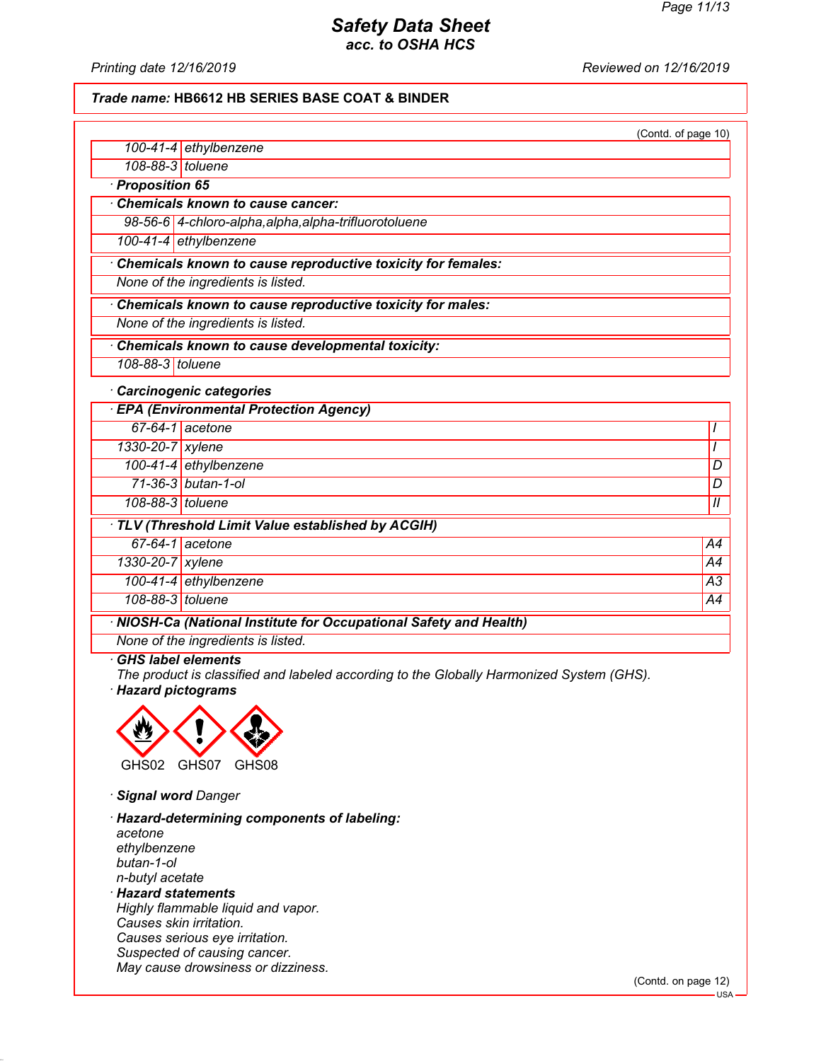**Trade name: HB6612 HB SERIES BASE COAT & BINDER**

(Contd. of page 10)

| | |
|---|---|
| 100-41-4 | ethylbenzene |
| 108-88-3 | toluene |

· **Proposition 65**

· **Chemicals known to cause cancer:**

| | |
|---|---|
| 98-56-6 | 4-chloro-alpha,alpha,alpha-trifluorotoluene |
| 100-41-4 | ethylbenzene |

· **Chemicals known to cause reproductive toxicity for females:**

None of the ingredients is listed.

· **Chemicals known to cause reproductive toxicity for males:**

None of the ingredients is listed.

· **Chemicals known to cause developmental toxicity:**

| | |
|---|---|
| 108-88-3 | toluene |

· **Carcinogenic categories**

· **EPA (Environmental Protection Agency)**

| | | |
|---|---|---|
| 67-64-1 | acetone | I |
| 1330-20-7 | xylene | I |
| 100-41-4 | ethylbenzene | D |
| 71-36-3 | butan-1-ol | D |
| 108-88-3 | toluene | II |

· **TLV (Threshold Limit Value established by ACGIH)**

| | | |
|---|---|---|
| 67-64-1 | acetone | A4 |
| 1330-20-7 | xylene | A4 |
| 100-41-4 | ethylbenzene | A3 |
| 108-88-3 | toluene | A4 |

· **NIOSH-Ca (National Institute for Occupational Safety and Health)**

None of the ingredients is listed.

· **GHS label elements**

The product is classified and labeled according to the Globally Harmonized System (GHS).

· **Hazard pictograms**

GHS02 GHS07 GHS08

· **Signal word** Danger

· **Hazard-determining components of labeling:**

acetone
ethylbenzene
butan-1-ol
n-butyl acetate

· **Hazard statements**

Highly flammable liquid and vapor.
Causes skin irritation.
Causes serious eye irritation.
Suspected of causing cancer.
May cause drowsiness or dizziness.

(Contd. on page 12)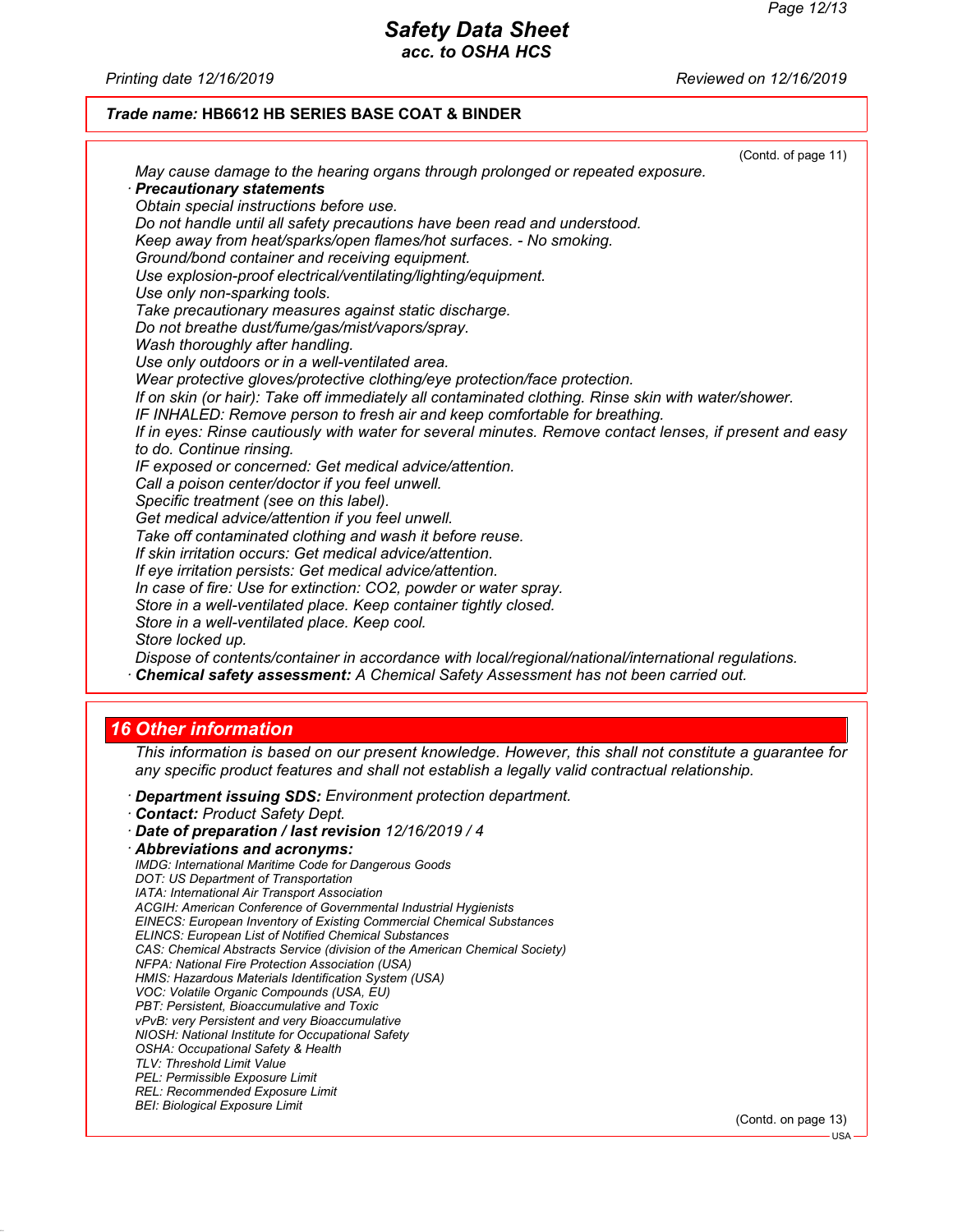(Contd. of page 11)

May cause damage to the hearing organs through prolonged or repeated exposure.

· **Precautionary statements**

Obtain special instructions before use.
Do not handle until all safety precautions have been read and understood.
Keep away from heat/sparks/open flames/hot surfaces. - No smoking.
Ground/bond container and receiving equipment.
Use explosion-proof electrical/ventilating/lighting/equipment.
Use only non-sparking tools.
Take precautionary measures against static discharge.
Do not breathe dust/fume/gas/mist/vapors/spray.
Wash thoroughly after handling.
Use only outdoors or in a well-ventilated area.
Wear protective gloves/protective clothing/eye protection/face protection.
If on skin (or hair): Take off immediately all contaminated clothing. Rinse skin with water/shower.
IF INHALED: Remove person to fresh air and keep comfortable for breathing.
If in eyes: Rinse cautiously with water for several minutes. Remove contact lenses, if present and easy to do. Continue rinsing.
IF exposed or concerned: Get medical advice/attention.
Call a poison center/doctor if you feel unwell.
Specific treatment (see on this label).
Get medical advice/attention if you feel unwell.
Take off contaminated clothing and wash it before reuse.
If skin irritation occurs: Get medical advice/attention.
If eye irritation persists: Get medical advice/attention.
In case of fire: Use for extinction: $CO_2$, powder or water spray.
Store in a well-ventilated place. Keep container tightly closed.
Store in a well-ventilated place. Keep cool.
Store locked up.
Dispose of contents/container in accordance with local/regional/national/international regulations.

· **Chemical safety assessment:** A Chemical Safety Assessment has not been carried out.

## 16 Other information

This information is based on our present knowledge. However, this shall not constitute a guarantee for any specific product features and shall not establish a legally valid contractual relationship.

· **Department issuing SDS:** Environment protection department.
· **Contact:** Product Safety Dept.
· **Date of preparation / last revision** 12/16/2019 / 4
· **Abbreviations and acronyms:**

IMDG: International Maritime Code for Dangerous Goods
DOT: US Department of Transportation
IATA: International Air Transport Association
ACGIH: American Conference of Governmental Industrial Hygienists
EINECS: European Inventory of Existing Commercial Chemical Substances
ELINCS: European List of Notified Chemical Substances
CAS: Chemical Abstracts Service (division of the American Chemical Society)
NFPA: National Fire Protection Association (USA)
HMIS: Hazardous Materials Identification System (USA)
VOC: Volatile Organic Compounds (USA, EU)
PBT: Persistent, Bioaccumulative and Toxic
vPvB: very Persistent and very Bioaccumulative
NIOSH: National Institute for Occupational Safety
OSHA: Occupational Safety & Health
TLV: Threshold Limit Value
PEL: Permissible Exposure Limit
REL: Recommended Exposure Limit
BEI: Biological Exposure Limit

(Contd. on page 13)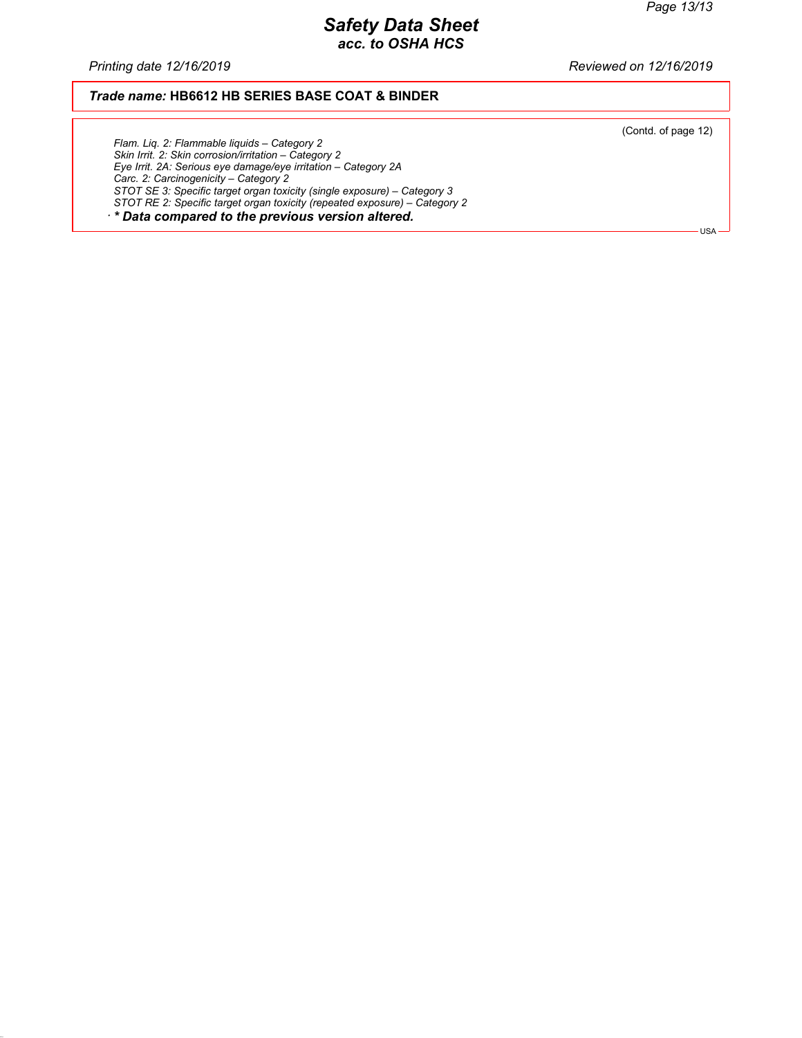**Trade name:** **HB6612 HB SERIES BASE COAT & BINDER**

(Contd. of page 12)

*Flam. Liq. 2: Flammable liquids – Category 2*
*Skin Irrit. 2: Skin corrosion/irritation – Category 2*
*Eye Irrit. 2A: Serious eye damage/eye irritation – Category 2A*
*Carc. 2: Carcinogenicity – Category 2*
*STOT SE 3: Specific target organ toxicity (single exposure) – Category 3*
*STOT RE 2: Specific target organ toxicity (repeated exposure) – Category 2*

· ***\* Data compared to the previous version altered.***

USA